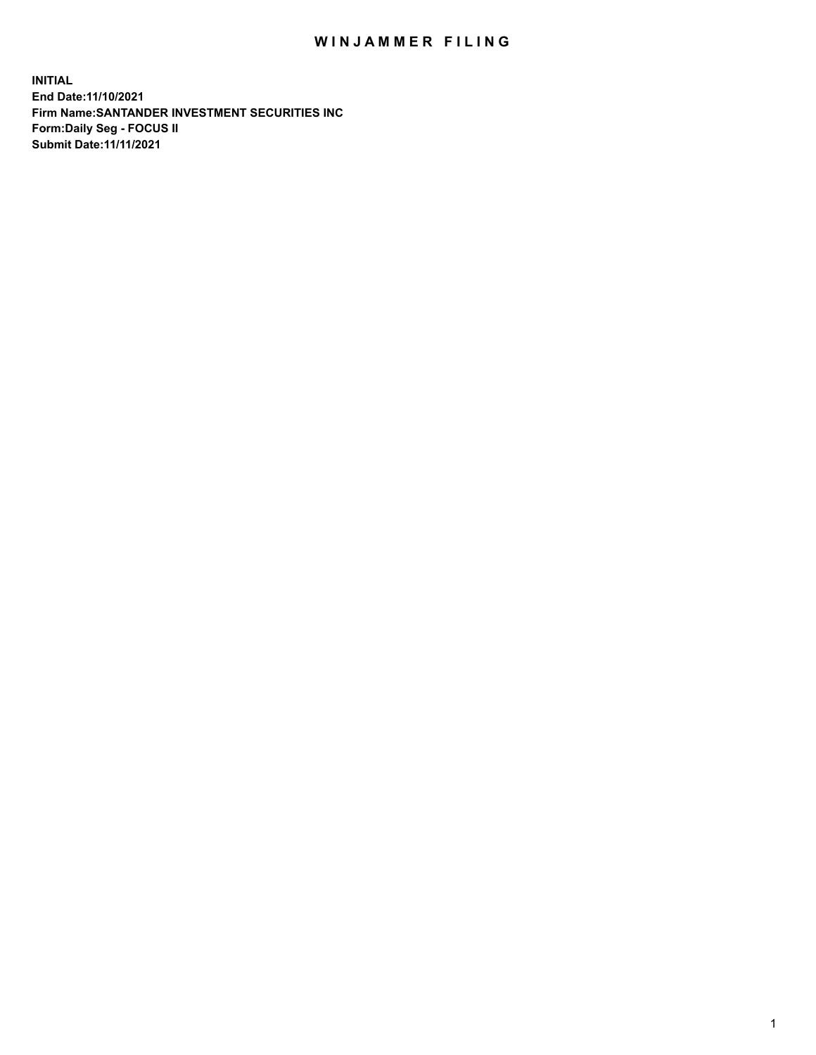# WINJAMMER FILING

**INITIAL**
**End Date:11/10/2021**
**Firm Name:SANTANDER INVESTMENT SECURITIES INC**
**Form:Daily Seg - FOCUS II**
**Submit Date:11/11/2021**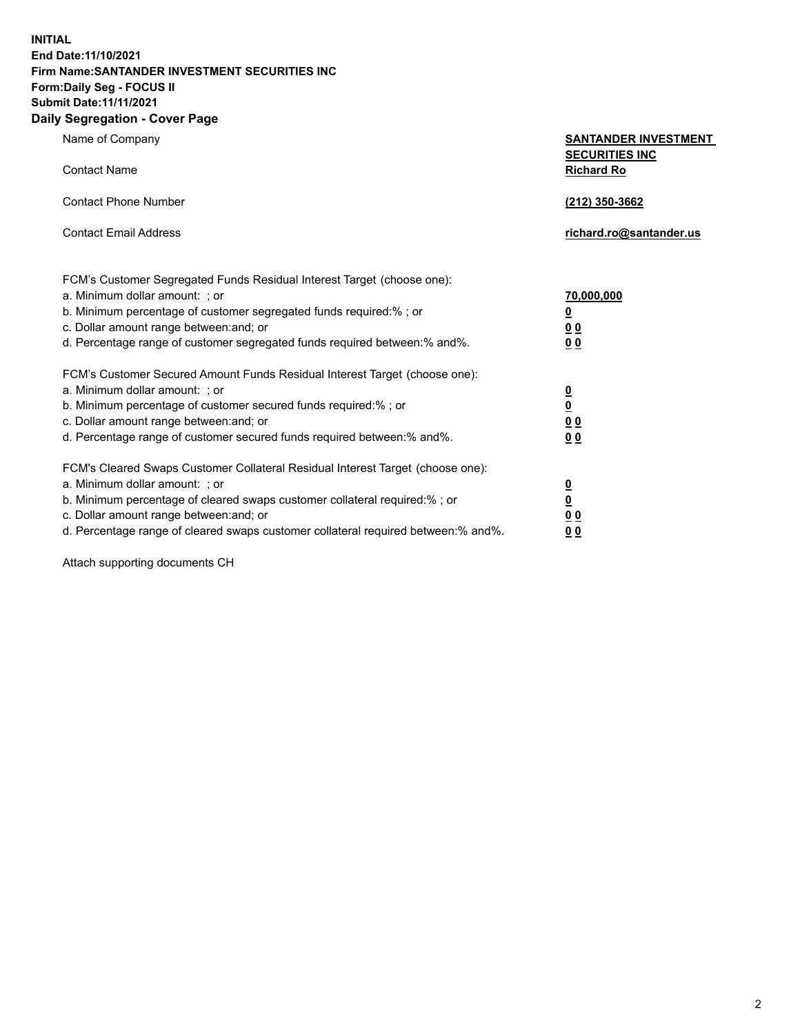**INITIAL**
**End Date:11/10/2021**
**Firm Name:SANTANDER INVESTMENT SECURITIES INC**
**Form:Daily Seg - FOCUS II**
**Submit Date:11/11/2021**

## Daily Segregation - Cover Page

| | |
|---|---|
| Name of Company | **SANTANDER INVESTMENT SECURITIES INC** |
| Contact Name | **Richard Ro** |
| Contact Phone Number | **(212) 350-3662** |
| Contact Email Address | **richard.ro@santander.us** |

| | |
|---|---|
| FCM's Customer Segregated Funds Residual Interest Target (choose one): | |
| a. Minimum dollar amount: ; or | **70,000,000** |
| b. Minimum percentage of customer segregated funds required:% ; or | **0** |
| c. Dollar amount range between:and; or | **0 0** |
| d. Percentage range of customer segregated funds required between:% and%. | **0 0** |
| FCM's Customer Secured Amount Funds Residual Interest Target (choose one): | |
| a. Minimum dollar amount: ; or | **0** |
| b. Minimum percentage of customer secured funds required:% ; or | **0** |
| c. Dollar amount range between:and; or | **0 0** |
| d. Percentage range of customer secured funds required between:% and%. | **0 0** |
| FCM's Cleared Swaps Customer Collateral Residual Interest Target (choose one): | |
| a. Minimum dollar amount: ; or | **0** |
| b. Minimum percentage of cleared swaps customer collateral required:% ; or | **0** |
| c. Dollar amount range between:and; or | **0 0** |
| d. Percentage range of cleared swaps customer collateral required between:% and%. | **0 0** |

Attach supporting documents CH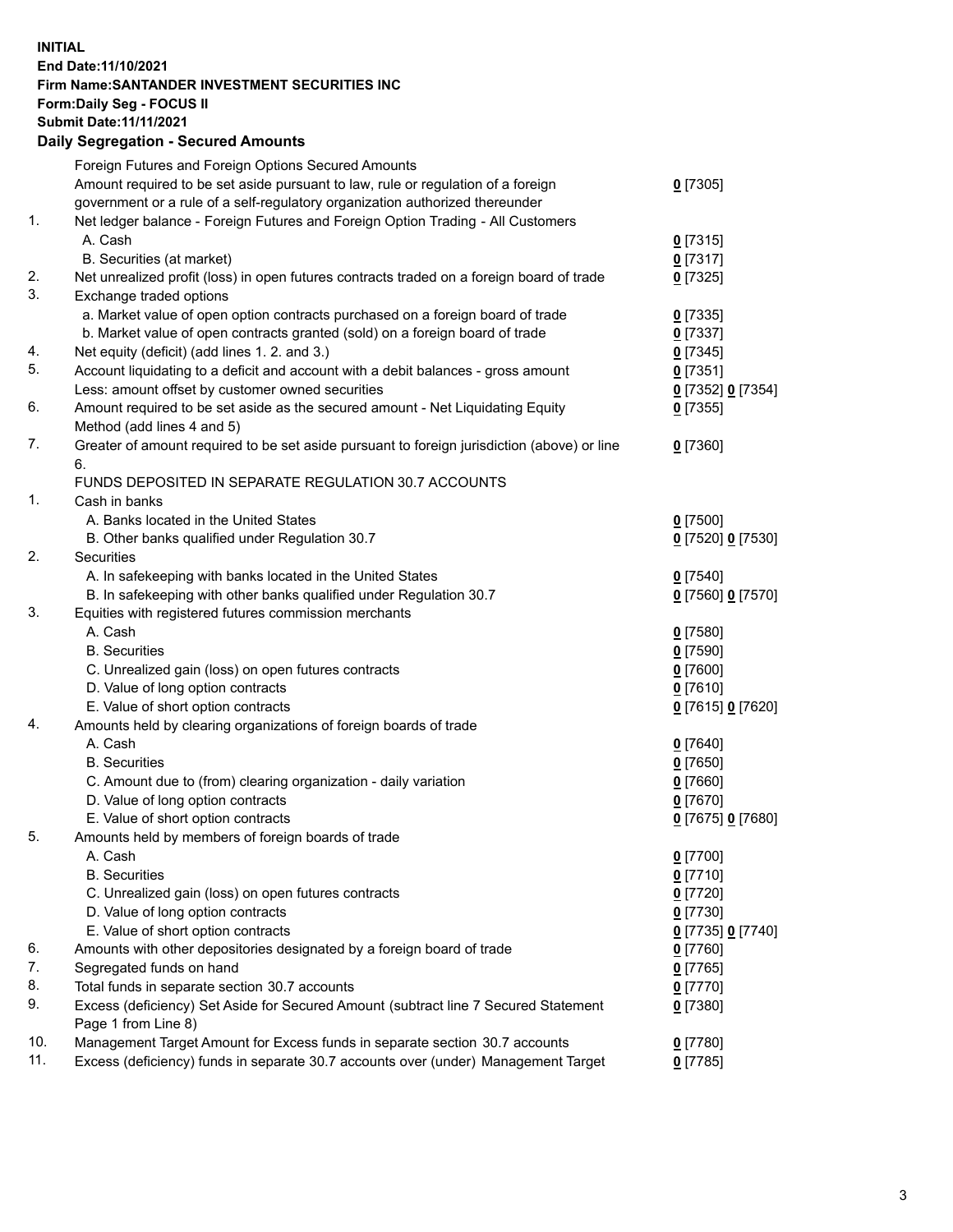**INITIAL**
**End Date:11/10/2021**
**Firm Name:SANTANDER INVESTMENT SECURITIES INC**
**Form:Daily Seg - FOCUS II**
**Submit Date:11/11/2021**

## Daily Segregation - Secured Amounts

| | | |
|---|---|---|
| | Foreign Futures and Foreign Options Secured Amounts | |
| | Amount required to be set aside pursuant to law, rule or regulation of a foreign government or a rule of a self-regulatory organization authorized thereunder | **0** [7305] |
| 1. | Net ledger balance - Foreign Futures and Foreign Option Trading - All Customers | |
| | A. Cash | **0** [7315] |
| | B. Securities (at market) | **0** [7317] |
| 2. | Net unrealized profit (loss) in open futures contracts traded on a foreign board of trade | **0** [7325] |
| 3. | Exchange traded options | |
| | a. Market value of open option contracts purchased on a foreign board of trade | **0** [7335] |
| | b. Market value of open contracts granted (sold) on a foreign board of trade | **0** [7337] |
| 4. | Net equity (deficit) (add lines 1. 2. and 3.) | **0** [7345] |
| 5. | Account liquidating to a deficit and account with a debit balances - gross amount | **0** [7351] |
| | Less: amount offset by customer owned securities | **0** [7352] **0** [7354] |
| 6. | Amount required to be set aside as the secured amount - Net Liquidating Equity Method (add lines 4 and 5) | **0** [7355] |
| 7. | Greater of amount required to be set aside pursuant to foreign jurisdiction (above) or line 6. | **0** [7360] |
| | FUNDS DEPOSITED IN SEPARATE REGULATION 30.7 ACCOUNTS | |
| 1. | Cash in banks | |
| | A. Banks located in the United States | **0** [7500] |
| | B. Other banks qualified under Regulation 30.7 | **0** [7520] **0** [7530] |
| 2. | Securities | |
| | A. In safekeeping with banks located in the United States | **0** [7540] |
| | B. In safekeeping with other banks qualified under Regulation 30.7 | **0** [7560] **0** [7570] |
| 3. | Equities with registered futures commission merchants | |
| | A. Cash | **0** [7580] |
| | B. Securities | **0** [7590] |
| | C. Unrealized gain (loss) on open futures contracts | **0** [7600] |
| | D. Value of long option contracts | **0** [7610] |
| | E. Value of short option contracts | **0** [7615] **0** [7620] |
| 4. | Amounts held by clearing organizations of foreign boards of trade | |
| | A. Cash | **0** [7640] |
| | B. Securities | **0** [7650] |
| | C. Amount due to (from) clearing organization - daily variation | **0** [7660] |
| | D. Value of long option contracts | **0** [7670] |
| | E. Value of short option contracts | **0** [7675] **0** [7680] |
| 5. | Amounts held by members of foreign boards of trade | |
| | A. Cash | **0** [7700] |
| | B. Securities | **0** [7710] |
| | C. Unrealized gain (loss) on open futures contracts | **0** [7720] |
| | D. Value of long option contracts | **0** [7730] |
| | E. Value of short option contracts | **0** [7735] **0** [7740] |
| 6. | Amounts with other depositories designated by a foreign board of trade | **0** [7760] |
| 7. | Segregated funds on hand | **0** [7765] |
| 8. | Total funds in separate section 30.7 accounts | **0** [7770] |
| 9. | Excess (deficiency) Set Aside for Secured Amount (subtract line 7 Secured Statement Page 1 from Line 8) | **0** [7380] |
| 10. | Management Target Amount for Excess funds in separate section 30.7 accounts | **0** [7780] |
| 11. | Excess (deficiency) funds in separate 30.7 accounts over (under) Management Target | **0** [7785] |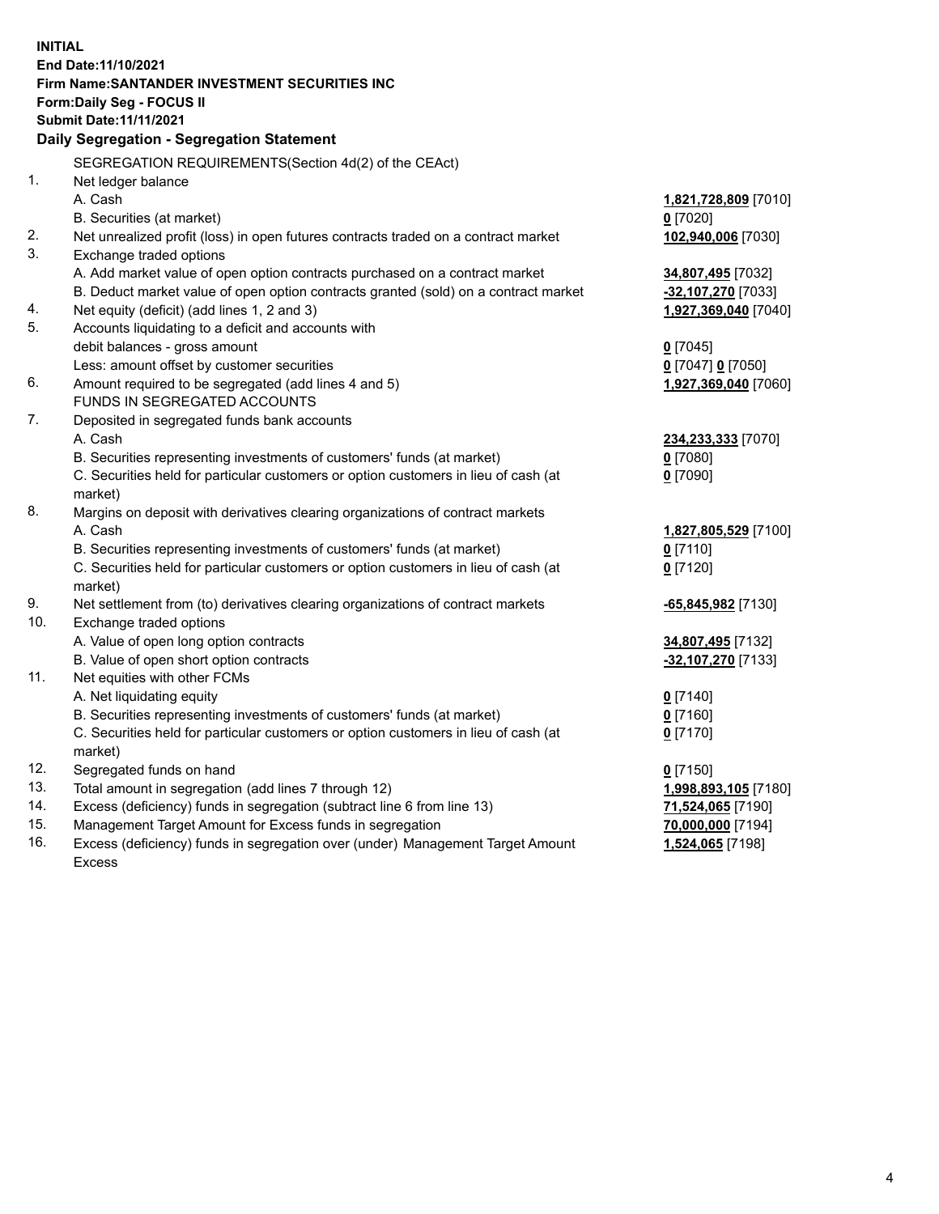**INITIAL**
**End Date:11/10/2021**
**Firm Name:SANTANDER INVESTMENT SECURITIES INC**
**Form:Daily Seg - FOCUS II**
**Submit Date:11/11/2021**

## Daily Segregation - Segregation Statement

SEGREGATION REQUIREMENTS(Section 4d(2) of the CEAct)

| | | |
|---|---|---|
| 1. | Net ledger balance | |
| | A. Cash | **1,821,728,809** [7010] |
| | B. Securities (at market) | **0** [7020] |
| 2. | Net unrealized profit (loss) in open futures contracts traded on a contract market | **102,940,006** [7030] |
| 3. | Exchange traded options | |
| | A. Add market value of open option contracts purchased on a contract market | **34,807,495** [7032] |
| | B. Deduct market value of open option contracts granted (sold) on a contract market | **-32,107,270** [7033] |
| 4. | Net equity (deficit) (add lines 1, 2 and 3) | **1,927,369,040** [7040] |
| 5. | Accounts liquidating to a deficit and accounts with debit balances - gross amount | **0** [7045] |
| | Less: amount offset by customer securities | **0** [7047] **0** [7050] |
| 6. | Amount required to be segregated (add lines 4 and 5) | **1,927,369,040** [7060] |
| | FUNDS IN SEGREGATED ACCOUNTS | |
| 7. | Deposited in segregated funds bank accounts | |
| | A. Cash | **234,233,333** [7070] |
| | B. Securities representing investments of customers' funds (at market) | **0** [7080] |
| | C. Securities held for particular customers or option customers in lieu of cash (at market) | **0** [7090] |
| 8. | Margins on deposit with derivatives clearing organizations of contract markets | |
| | A. Cash | **1,827,805,529** [7100] |
| | B. Securities representing investments of customers' funds (at market) | **0** [7110] |
| | C. Securities held for particular customers or option customers in lieu of cash (at market) | **0** [7120] |
| 9. | Net settlement from (to) derivatives clearing organizations of contract markets | **-65,845,982** [7130] |
| 10. | Exchange traded options | |
| | A. Value of open long option contracts | **34,807,495** [7132] |
| | B. Value of open short option contracts | **-32,107,270** [7133] |
| 11. | Net equities with other FCMs | |
| | A. Net liquidating equity | **0** [7140] |
| | B. Securities representing investments of customers' funds (at market) | **0** [7160] |
| | C. Securities held for particular customers or option customers in lieu of cash (at market) | **0** [7170] |
| 12. | Segregated funds on hand | **0** [7150] |
| 13. | Total amount in segregation (add lines 7 through 12) | **1,998,893,105** [7180] |
| 14. | Excess (deficiency) funds in segregation (subtract line 6 from line 13) | **71,524,065** [7190] |
| 15. | Management Target Amount for Excess funds in segregation | **70,000,000** [7194] |
| 16. | Excess (deficiency) funds in segregation over (under) Management Target Amount Excess | **1,524,065** [7198] |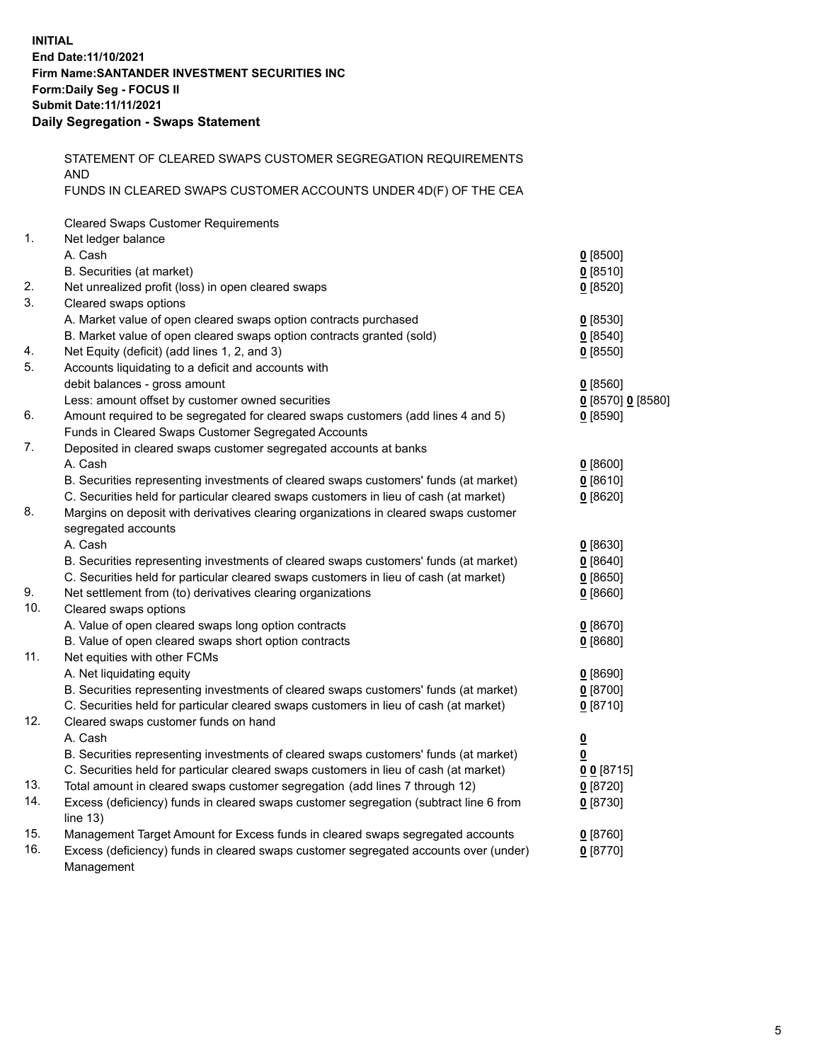**INITIAL**
**End Date:11/10/2021**
**Firm Name:SANTANDER INVESTMENT SECURITIES INC**
**Form:Daily Seg - FOCUS II**
**Submit Date:11/11/2021**
**Daily Segregation - Swaps Statement**

STATEMENT OF CLEARED SWAPS CUSTOMER SEGREGATION REQUIREMENTS AND FUNDS IN CLEARED SWAPS CUSTOMER ACCOUNTS UNDER 4D(F) OF THE CEA

| | | |
|---|---|---|
| | Cleared Swaps Customer Requirements | |
| 1. | Net ledger balance | |
| | A. Cash | 0 [8500] |
| | B. Securities (at market) | 0 [8510] |
| 2. | Net unrealized profit (loss) in open cleared swaps | 0 [8520] |
| 3. | Cleared swaps options | |
| | A. Market value of open cleared swaps option contracts purchased | 0 [8530] |
| | B. Market value of open cleared swaps option contracts granted (sold) | 0 [8540] |
| 4. | Net Equity (deficit) (add lines 1, 2, and 3) | 0 [8550] |
| 5. | Accounts liquidating to a deficit and accounts with debit balances - gross amount | 0 [8560] |
| | Less: amount offset by customer owned securities | 0 [8570] 0 [8580] |
| 6. | Amount required to be segregated for cleared swaps customers (add lines 4 and 5) | 0 [8590] |
| | Funds in Cleared Swaps Customer Segregated Accounts | |
| 7. | Deposited in cleared swaps customer segregated accounts at banks | |
| | A. Cash | 0 [8600] |
| | B. Securities representing investments of cleared swaps customers' funds (at market) | 0 [8610] |
| | C. Securities held for particular cleared swaps customers in lieu of cash (at market) | 0 [8620] |
| 8. | Margins on deposit with derivatives clearing organizations in cleared swaps customer segregated accounts | |
| | A. Cash | 0 [8630] |
| | B. Securities representing investments of cleared swaps customers' funds (at market) | 0 [8640] |
| | C. Securities held for particular cleared swaps customers in lieu of cash (at market) | 0 [8650] |
| 9. | Net settlement from (to) derivatives clearing organizations | 0 [8660] |
| 10. | Cleared swaps options | |
| | A. Value of open cleared swaps long option contracts | 0 [8670] |
| | B. Value of open cleared swaps short option contracts | 0 [8680] |
| 11. | Net equities with other FCMs | |
| | A. Net liquidating equity | 0 [8690] |
| | B. Securities representing investments of cleared swaps customers' funds (at market) | 0 [8700] |
| | C. Securities held for particular cleared swaps customers in lieu of cash (at market) | 0 [8710] |
| 12. | Cleared swaps customer funds on hand | |
| | A. Cash | 0 |
| | B. Securities representing investments of cleared swaps customers' funds (at market) | 0 |
| | C. Securities held for particular cleared swaps customers in lieu of cash (at market) | 0 0 [8715] |
| 13. | Total amount in cleared swaps customer segregation (add lines 7 through 12) | 0 [8720] |
| 14. | Excess (deficiency) funds in cleared swaps customer segregation (subtract line 6 from line 13) | 0 [8730] |
| 15. | Management Target Amount for Excess funds in cleared swaps segregated accounts | 0 [8760] |
| 16. | Excess (deficiency) funds in cleared swaps customer segregated accounts over (under) Management | 0 [8770] |